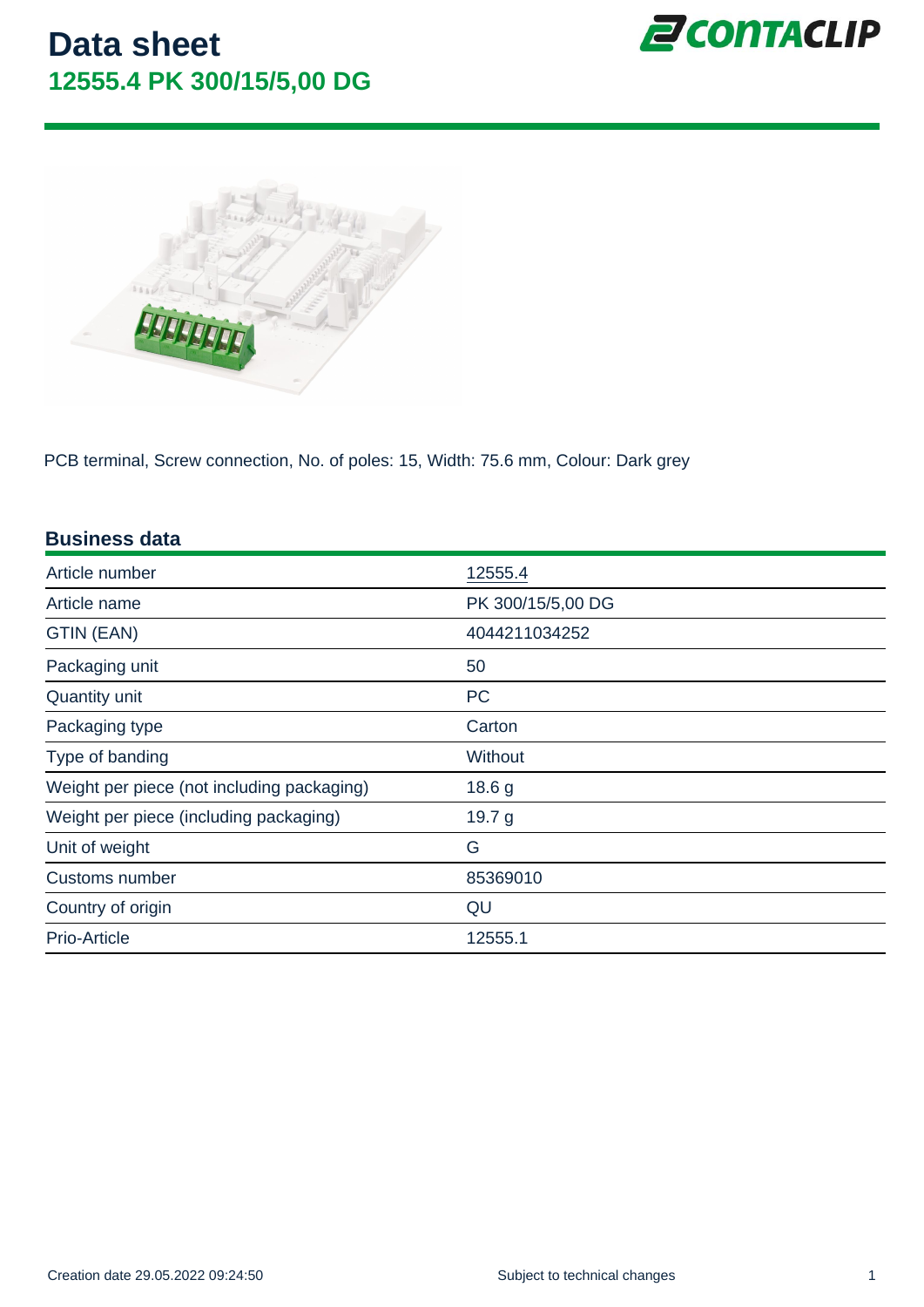# Data sheet

## 12555.4 PK 300/15/5,00 DG

PCB terminal, Screw connection, No. of poles: 15, Width: 75.6 mm, Colour: Dark grey

### Business data

| | |
|---|---|
| Article number | 12555.4 |
| Article name | PK 300/15/5,00 DG |
| GTIN (EAN) | 4044211034252 |
| Packaging unit | 50 |
| Quantity unit | PC |
| Packaging type | Carton |
| Type of banding | Without |
| Weight per piece (not including packaging) | 18.6 g |
| Weight per piece (including packaging) | 19.7 g |
| Unit of weight | G |
| Customs number | 85369010 |
| Country of origin | QU |
| Prio-Article | 12555.1 |

Creation date 29.05.2022 09:24:50

Subject to technical changes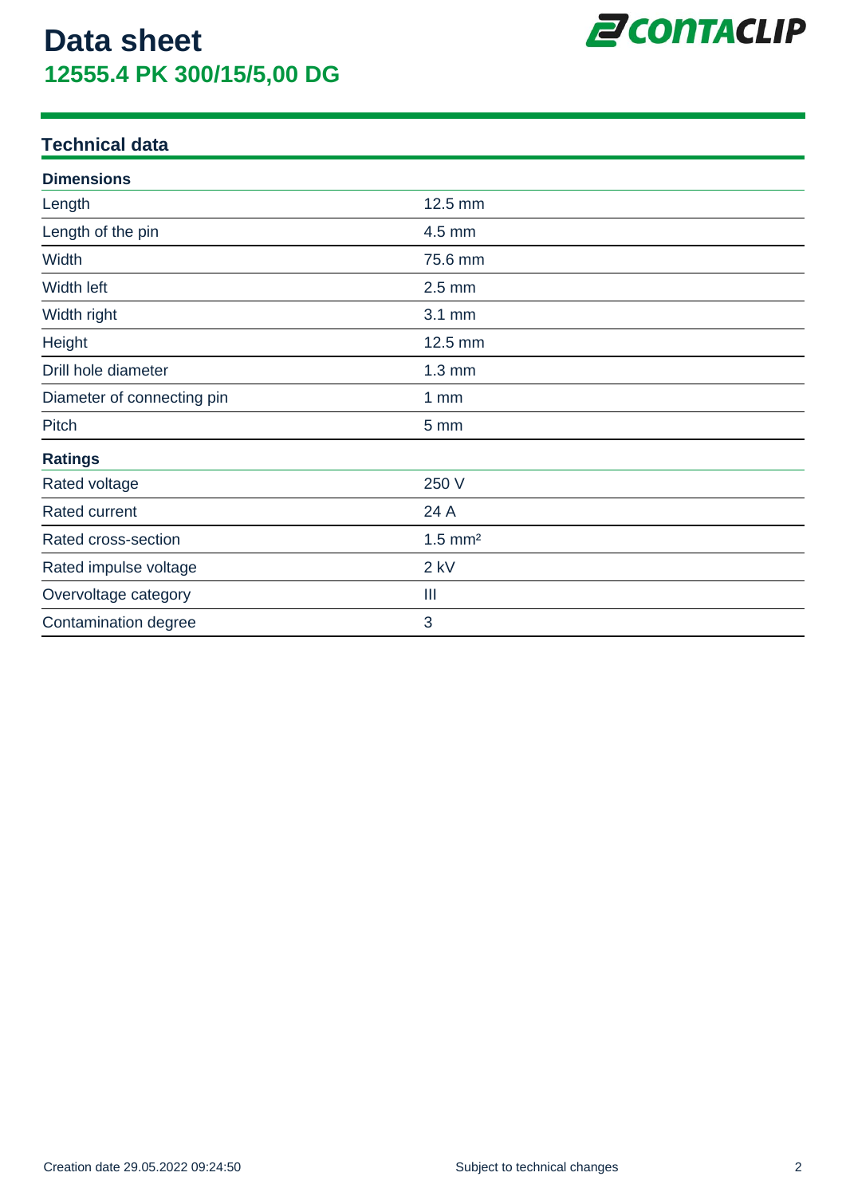# Data sheet

## 12555.4 PK 300/15/5,00 DG

### Technical data

| Dimensions | |
|---|---|
| Length | 12.5 mm |
| Length of the pin | 4.5 mm |
| Width | 75.6 mm |
| Width left | 2.5 mm |
| Width right | 3.1 mm |
| Height | 12.5 mm |
| Drill hole diameter | 1.3 mm |
| Diameter of connecting pin | 1 mm |
| Pitch | 5 mm |

| Ratings | |
|---|---|
| Rated voltage | 250 V |
| Rated current | 24 A |
| Rated cross-section | 1.5 mm² |
| Rated impulse voltage | 2 kV |
| Overvoltage category | III |
| Contamination degree | 3 |

Creation date 29.05.2022 09:24:50

Subject to technical changes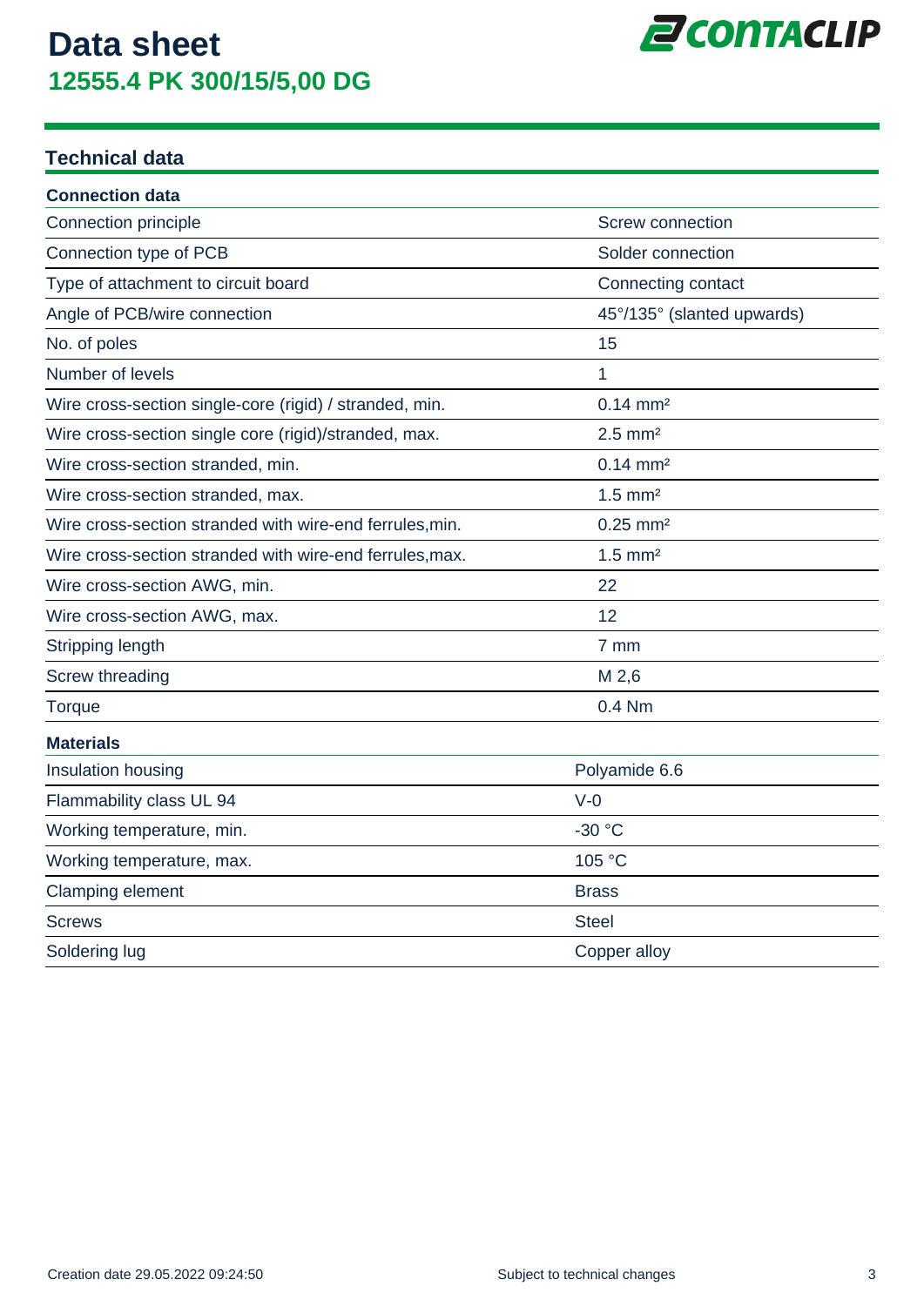# Data sheet

## 12555.4 PK 300/15/5,00 DG

## Technical data

| Connection data | |
|---|---|
| Connection principle | Screw connection |
| Connection type of PCB | Solder connection |
| Type of attachment to circuit board | Connecting contact |
| Angle of PCB/wire connection | 45°/135° (slanted upwards) |
| No. of poles | 15 |
| Number of levels | 1 |
| Wire cross-section single-core (rigid) / stranded, min. | 0.14 mm² |
| Wire cross-section single core (rigid)/stranded, max. | 2.5 mm² |
| Wire cross-section stranded, min. | 0.14 mm² |
| Wire cross-section stranded, max. | 1.5 mm² |
| Wire cross-section stranded with wire-end ferrules,min. | 0.25 mm² |
| Wire cross-section stranded with wire-end ferrules,max. | 1.5 mm² |
| Wire cross-section AWG, min. | 22 |
| Wire cross-section AWG, max. | 12 |
| Stripping length | 7 mm |
| Screw threading | M 2,6 |
| Torque | 0.4 Nm |

| Materials | |
|---|---|
| Insulation housing | Polyamide 6.6 |
| Flammability class UL 94 | V-0 |
| Working temperature, min. | -30 °C |
| Working temperature, max. | 105 °C |
| Clamping element | Brass |
| Screws | Steel |
| Soldering lug | Copper alloy |

Creation date 29.05.2022 09:24:50

Subject to technical changes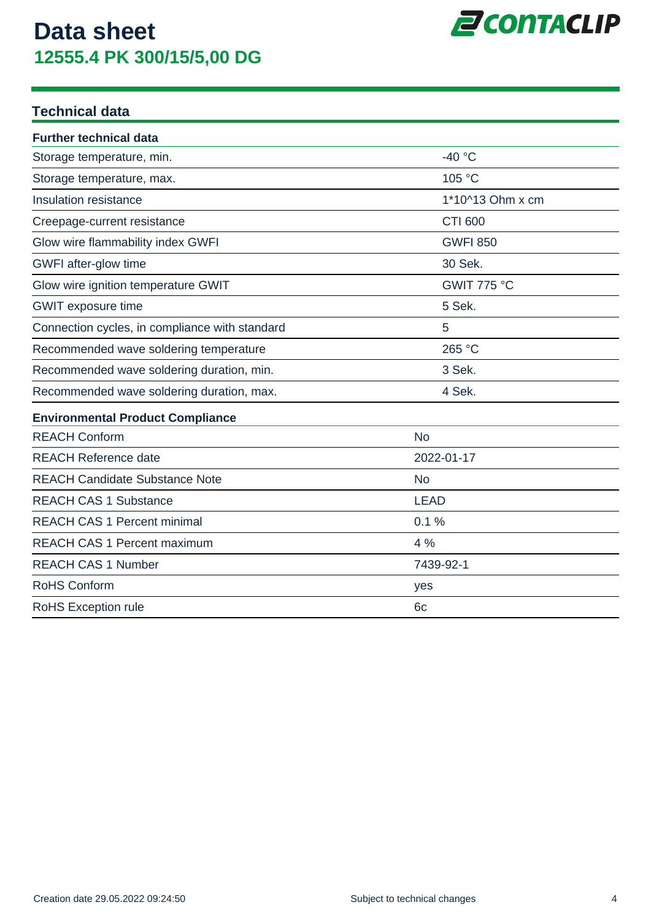# Data sheet

## 12555.4 PK 300/15/5,00 DG

### Technical data

| Further technical data | |
|---|---|
| Storage temperature, min. | -40 °C |
| Storage temperature, max. | 105 °C |
| Insulation resistance | 1*10^13 Ohm x cm |
| Creepage-current resistance | CTI 600 |
| Glow wire flammability index GWFI | GWFI 850 |
| GWFI after-glow time | 30 Sek. |
| Glow wire ignition temperature GWIT | GWIT 775 °C |
| GWIT exposure time | 5 Sek. |
| Connection cycles, in compliance with standard | 5 |
| Recommended wave soldering temperature | 265 °C |
| Recommended wave soldering duration, min. | 3 Sek. |
| Recommended wave soldering duration, max. | 4 Sek. |

| Environmental Product Compliance | |
|---|---|
| REACH Conform | No |
| REACH Reference date | 2022-01-17 |
| REACH Candidate Substance Note | No |
| REACH CAS 1 Substance | LEAD |
| REACH CAS 1 Percent minimal | 0.1 % |
| REACH CAS 1 Percent maximum | 4 % |
| REACH CAS 1 Number | 7439-92-1 |
| RoHS Conform | yes |
| RoHS Exception rule | 6c |

Creation date 29.05.2022 09:24:50

Subject to technical changes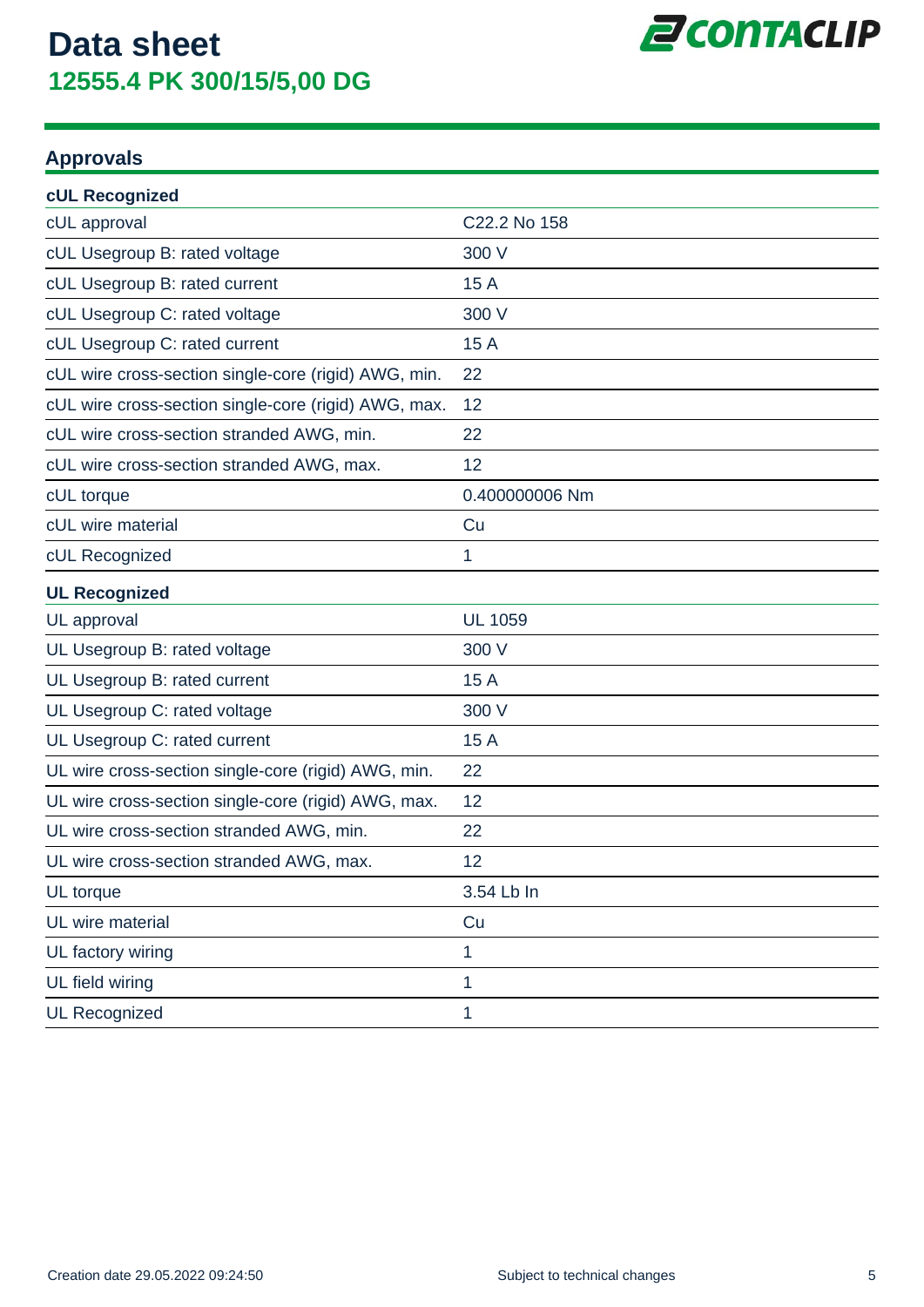# Data sheet
## 12555.4 PK 300/15/5,00 DG

### Approvals

| **cUL Recognized** | |
|---|---|
| cUL approval | C22.2 No 158 |
| cUL Usegroup B: rated voltage | 300 V |
| cUL Usegroup B: rated current | 15 A |
| cUL Usegroup C: rated voltage | 300 V |
| cUL Usegroup C: rated current | 15 A |
| cUL wire cross-section single-core (rigid) AWG, min. | 22 |
| cUL wire cross-section single-core (rigid) AWG, max. | 12 |
| cUL wire cross-section stranded AWG, min. | 22 |
| cUL wire cross-section stranded AWG, max. | 12 |
| cUL torque | 0.400000006 Nm |
| cUL wire material | Cu |
| cUL Recognized | 1 |

| **UL Recognized** | |
|---|---|
| UL approval | UL 1059 |
| UL Usegroup B: rated voltage | 300 V |
| UL Usegroup B: rated current | 15 A |
| UL Usegroup C: rated voltage | 300 V |
| UL Usegroup C: rated current | 15 A |
| UL wire cross-section single-core (rigid) AWG, min. | 22 |
| UL wire cross-section single-core (rigid) AWG, max. | 12 |
| UL wire cross-section stranded AWG, min. | 22 |
| UL wire cross-section stranded AWG, max. | 12 |
| UL torque | 3.54 Lb In |
| UL wire material | Cu |
| UL factory wiring | 1 |
| UL field wiring | 1 |
| UL Recognized | 1 |

Creation date 29.05.2022 09:24:50

Subject to technical changes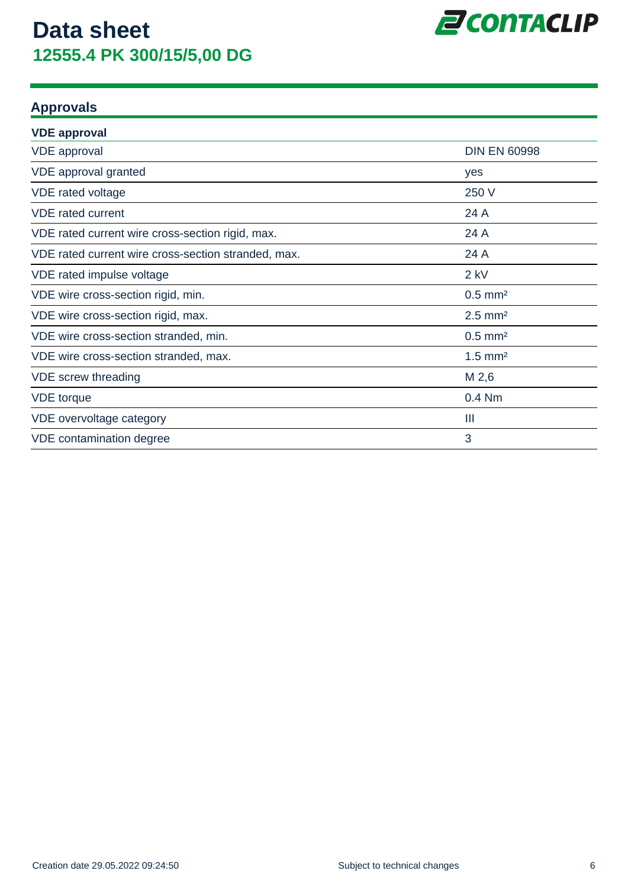# Data sheet
## 12555.4 PK 300/15/5,00 DG

## Approvals

### VDE approval

| | |
|---|---|
| VDE approval | DIN EN 60998 |
| VDE approval granted | yes |
| VDE rated voltage | 250 V |
| VDE rated current | 24 A |
| VDE rated current wire cross-section rigid, max. | 24 A |
| VDE rated current wire cross-section stranded, max. | 24 A |
| VDE rated impulse voltage | 2 kV |
| VDE wire cross-section rigid, min. | 0.5 mm² |
| VDE wire cross-section rigid, max. | 2.5 mm² |
| VDE wire cross-section stranded, min. | 0.5 mm² |
| VDE wire cross-section stranded, max. | 1.5 mm² |
| VDE screw threading | M 2,6 |
| VDE torque | 0.4 Nm |
| VDE overvoltage category | III |
| VDE contamination degree | 3 |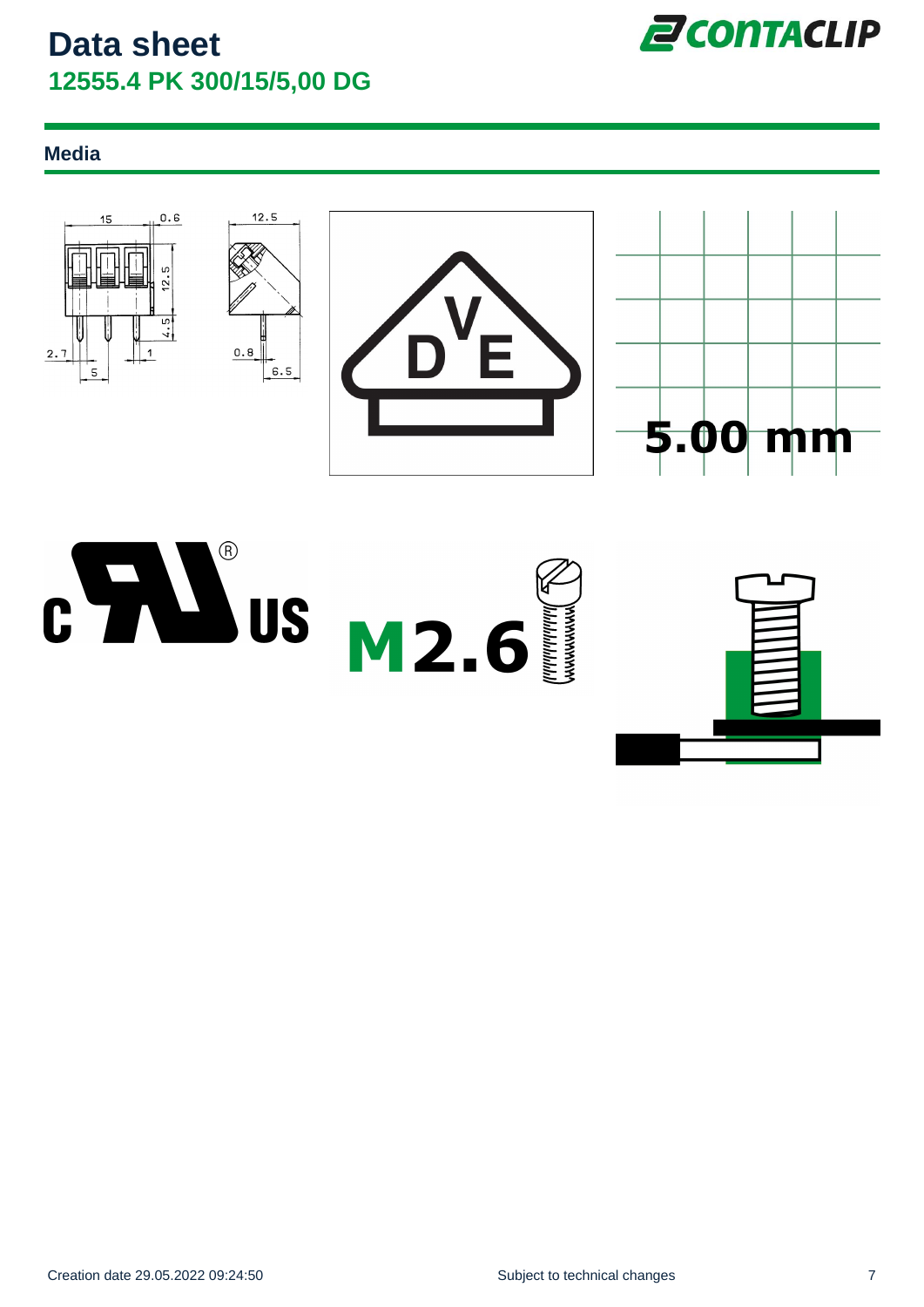# Data sheet

## 12555.4 PK 300/15/5,00 DG

### Media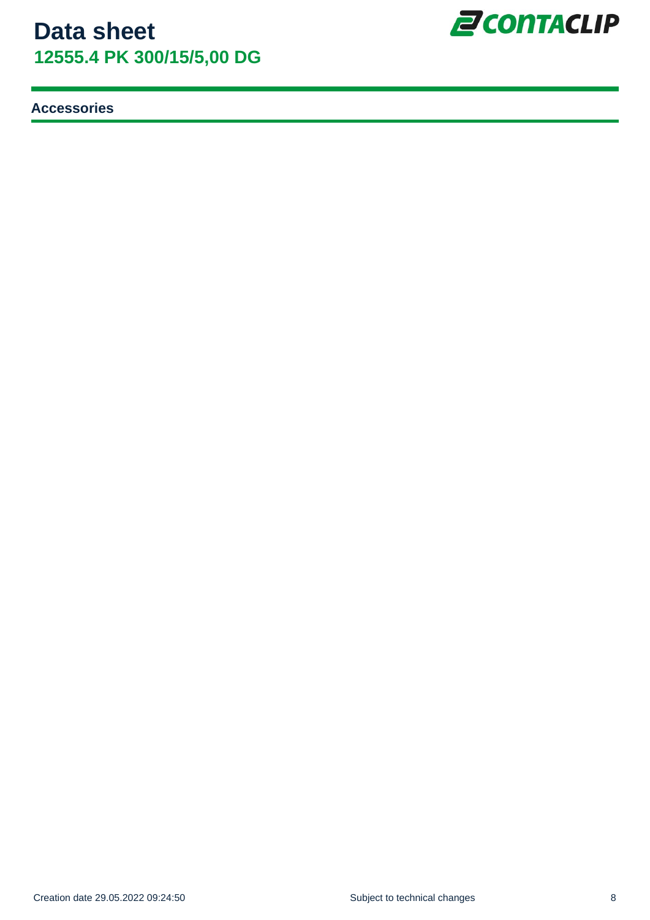# Data sheet
## 12555.4 PK 300/15/5,00 DG

### Accessories